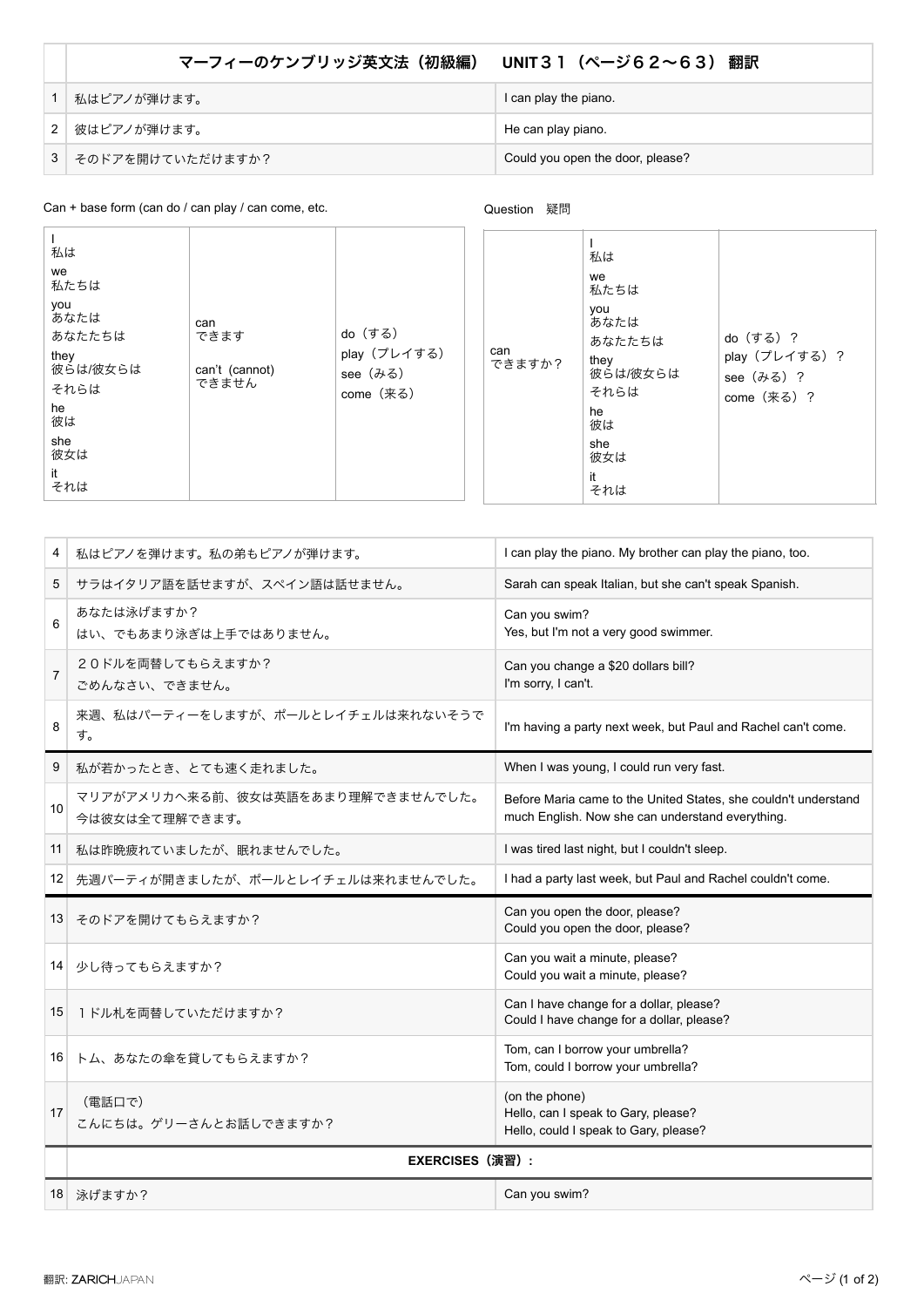| | マーフィーのケンブリッジ英文法（初級編）　UNIT３１（ページ６２〜６３）翻訳 | |
|---|---|---|
| 1 | 私はピアノが弾けます。 | I can play the piano. |
| 2 | 彼はピアノが弾けます。 | He can play piano. |
| 3 | そのドアを開けていただけますか？ | Could you open the door, please? |

Can + base form (can do / can play / can come, etc.

| | | |
|---|---|---|
| I<br>私は<br>we<br>私たちは<br>you<br>あなたは<br>あなたたちは<br>they<br>彼らは/彼女らは<br>それらは<br>he<br>彼は<br>she<br>彼女は<br>it<br>それは | can<br>できます<br><br>can't (cannot)<br>できません | do（する）<br>play（プレイする）<br>see（みる）<br>come（来る） |

Question　疑問

| | | |
|---|---|---|
| can<br>できますか？ | I<br>私は<br>we<br>私たちは<br>you<br>あなたは<br>あなたたちは<br>they<br>彼らは/彼女らは<br>それらは<br>he<br>彼は<br>she<br>彼女は<br>it<br>それは | do（する）？<br>play（プレイする）？<br>see（みる）？<br>come（来る）？ |

| | | |
|---|---|---|
| 4 | 私はピアノを弾けます。私の弟もピアノが弾けます。 | I can play the piano. My brother can play the piano, too. |
| 5 | サラはイタリア語を話せますが、スペイン語は話せません。 | Sarah can speak Italian, but she can't speak Spanish. |
| 6 | あなたは泳げますか？<br>はい、でもあまり泳ぎは上手ではありません。 | Can you swim?<br>Yes, but I'm not a very good swimmer. |
| 7 | ２０ドルを両替してもらえますか？<br>ごめんなさい、できません。 | Can you change a $20 dollars bill?<br>I'm sorry, I can't. |
| 8 | 来週、私はパーティーをしますが、ポールとレイチェルは来れないそうです。 | I'm having a party next week, but Paul and Rachel can't come. |
| 9 | 私が若かったとき、とても速く走れました。 | When I was young, I could run very fast. |
| 10 | マリアがアメリカへ来る前、彼女は英語をあまり理解できませんでした。<br>今は彼女は全て理解できます。 | Before Maria came to the United States, she couldn't understand much English. Now she can understand everything. |
| 11 | 私は昨晩疲れていましたが、眠れませんでした。 | I was tired last night, but I couldn't sleep. |
| 12 | 先週パーティが開きましたが、ポールとレイチェルは来れませんでした。 | I had a party last week, but Paul and Rachel couldn't come. |
| 13 | そのドアを開けてもらえますか？ | Can you open the door, please?<br>Could you open the door, please? |
| 14 | 少し待ってもらえますか？ | Can you wait a minute, please?<br>Could you wait a minute, please? |
| 15 | １ドル札を両替していただけますか？ | Can I have change for a dollar, please?<br>Could I have change for a dollar, please? |
| 16 | トム、あなたの傘を貸してもらえますか？ | Tom, can I borrow your umbrella?<br>Tom, could I borrow your umbrella? |
| 17 | （電話口で）<br>こんにちは。ゲリーさんとお話しできますか？ | (on the phone)<br>Hello, can I speak to Gary, please?<br>Hello, could I speak to Gary, please? |
| | **EXERCISES（演習）:** | |
| 18 | 泳げますか？ | Can you swim? |

翻訳: ZARICHJAPAN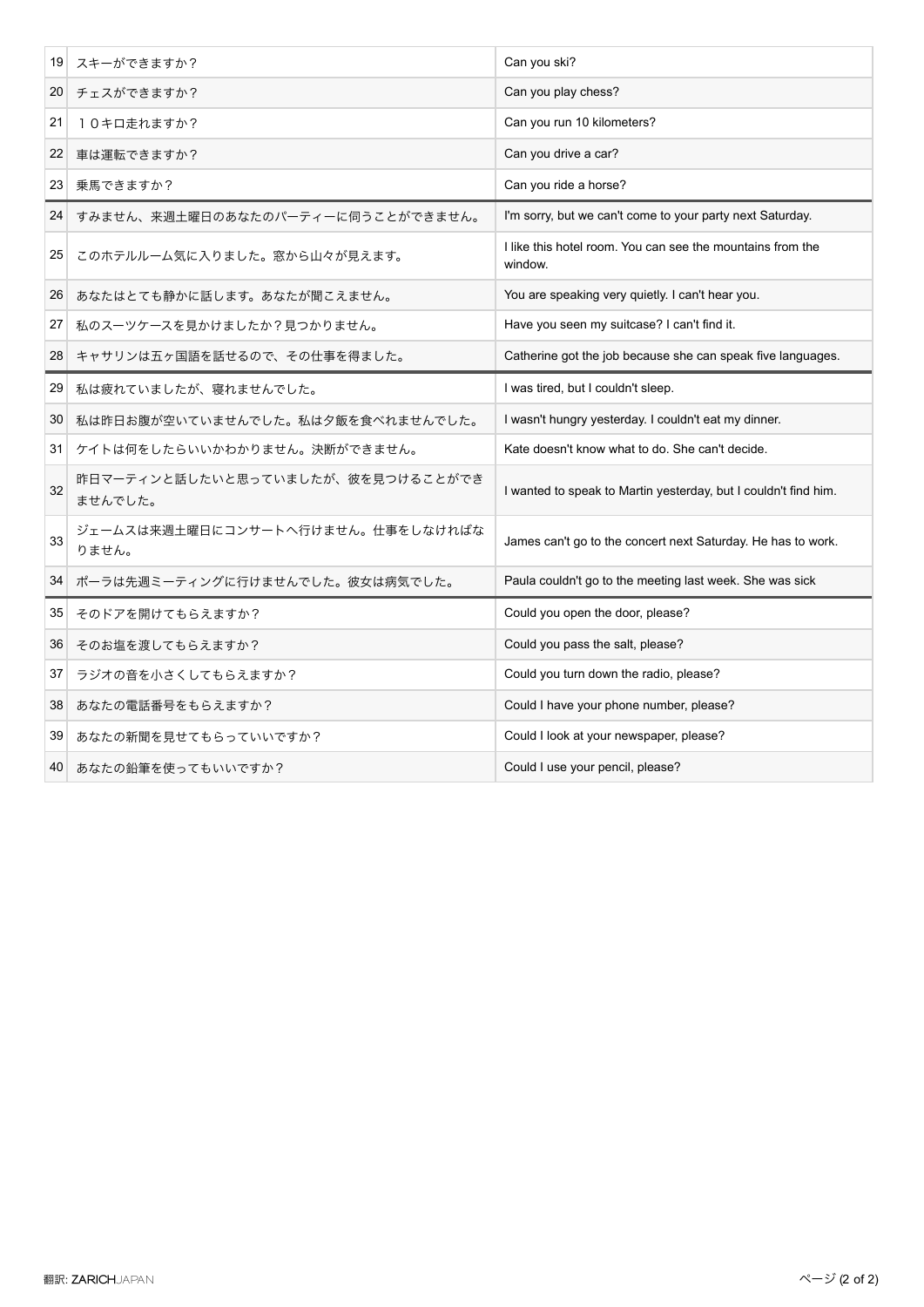| | | |
|---|---|---|
| 19 | スキーができますか？ | Can you ski? |
| 20 | チェスができますか？ | Can you play chess? |
| 21 | １０キロ走れますか？ | Can you run 10 kilometers? |
| 22 | 車は運転できますか？ | Can you drive a car? |
| 23 | 乗馬できますか？ | Can you ride a horse? |
| 24 | すみません、来週土曜日のあなたのパーティーに伺うことができません。 | I'm sorry, but we can't come to your party next Saturday. |
| 25 | このホテルルーム気に入りました。窓から山々が見えます。 | I like this hotel room. You can see the mountains from the window. |
| 26 | あなたはとても静かに話します。あなたが聞こえません。 | You are speaking very quietly. I can't hear you. |
| 27 | 私のスーツケースを見かけましたか？見つかりません。 | Have you seen my suitcase? I can't find it. |
| 28 | キャサリンは五ヶ国語を話せるので、その仕事を得ました。 | Catherine got the job because she can speak five languages. |
| 29 | 私は疲れていましたが、寝れませんでした。 | I was tired, but I couldn't sleep. |
| 30 | 私は昨日お腹が空いていませんでした。私は夕飯を食べれませんでした。 | I wasn't hungry yesterday. I couldn't eat my dinner. |
| 31 | ケイトは何をしたらいいかわかりません。決断ができません。 | Kate doesn't know what to do. She can't decide. |
| 32 | 昨日マーティンと話したいと思っていましたが、彼を見つけることができませんでした。 | I wanted to speak to Martin yesterday, but I couldn't find him. |
| 33 | ジェームスは来週土曜日にコンサートへ行けません。仕事をしなければなりません。 | James can't go to the concert next Saturday. He has to work. |
| 34 | ポーラは先週ミーティングに行けませんでした。彼女は病気でした。 | Paula couldn't go to the meeting last week. She was sick |
| 35 | そのドアを開けてもらえますか？ | Could you open the door, please? |
| 36 | そのお塩を渡してもらえますか？ | Could you pass the salt, please? |
| 37 | ラジオの音を小さくしてもらえますか？ | Could you turn down the radio, please? |
| 38 | あなたの電話番号をもらえますか？ | Could I have your phone number, please? |
| 39 | あなたの新聞を見せてもらっていいですか？ | Could I look at your newspaper, please? |
| 40 | あなたの鉛筆を使ってもいいですか？ | Could I use your pencil, please? |

翻訳: ZARICHJAPAN